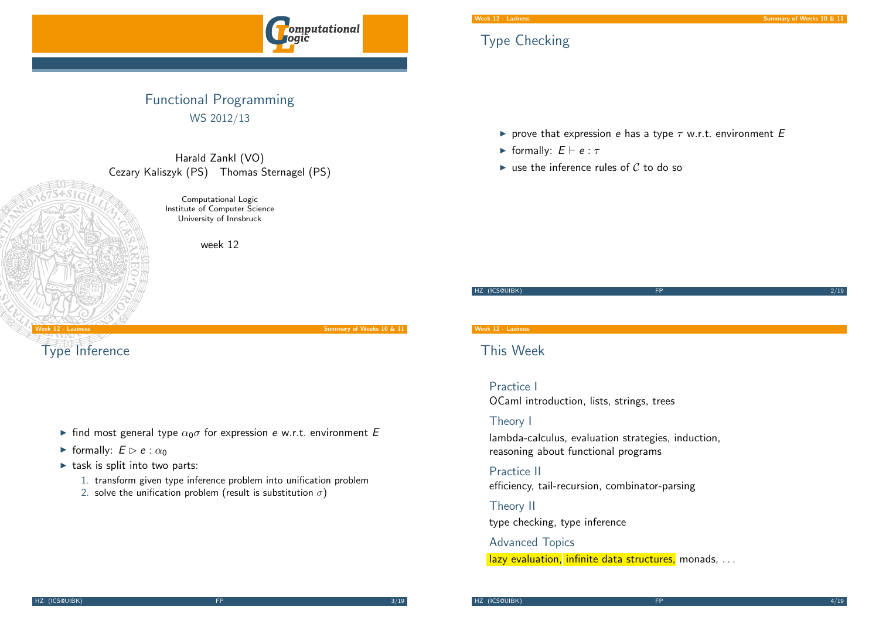# Functional Programming

WS 2012/13

Harald Zankl (VO)
Cezary Kaliszyk (PS) Thomas Sternagel (PS)

Computational Logic
Institute of Computer Science
University of Innsbruck

week 12

## Type Checking

- prove that expression $e$ has a type $\tau$ w.r.t. environment $E$
- formally: $E \vdash e : \tau$
- use the inference rules of $\mathcal{C}$ to do so

## Type Inference

- find most general type $\alpha_0\sigma$ for expression $e$ w.r.t. environment $E$
- formally: $E \rhd e : \alpha_0$
- task is split into two parts:
  1. transform given type inference problem into unification problem
  2. solve the unification problem (result is substitution $\sigma$)

## This Week

**Practice I**
OCaml introduction, lists, strings, trees

**Theory I**
lambda-calculus, evaluation strategies, induction, reasoning about functional programs

**Practice II**
efficiency, tail-recursion, combinator-parsing

**Theory II**
type checking, type inference

**Advanced Topics**
lazy evaluation, infinite data structures, monads, ...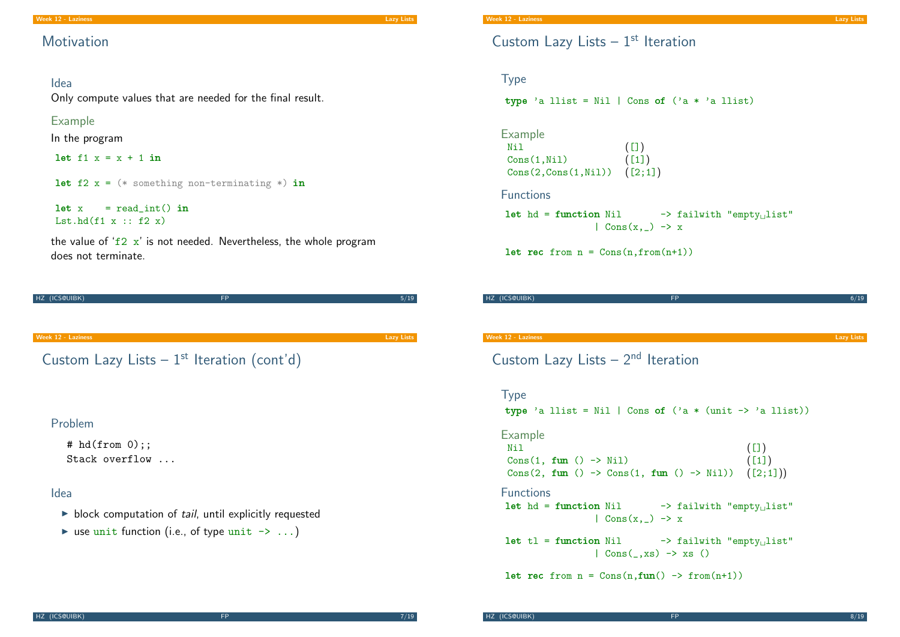## Motivation

### Idea

Only compute values that are needed for the final result.

### Example

In the program

```
let f1 x = x + 1 in

let f2 x = (* something non-terminating *) in

let x    = read_int() in
Lst.hd(f1 x :: f2 x)
```

the value of 'f2 x' is not needed. Nevertheless, the whole program does not terminate.

## Custom Lazy Lists – 1st Iteration

### Type

```
type 'a llist = Nil | Cons of ('a * 'a llist)
```

### Example

```
Nil                  ([])
Cons(1,Nil)          ([1])
Cons(2,Cons(1,Nil))  ([2;1])
```

### Functions

```
let hd = function Nil       -> failwith "empty list"
                | Cons(x,_) -> x

let rec from n = Cons(n,from(n+1))
```

## Custom Lazy Lists – 1st Iteration (cont'd)

### Problem

```
# hd(from 0);;
Stack overflow ...
```

### Idea

- block computation of *tail*, until explicitly requested
- use `unit` function (i.e., of type `unit -> ...`)

## Custom Lazy Lists – 2nd Iteration

### Type

```
type 'a llist = Nil | Cons of ('a * (unit -> 'a llist))
```

### Example

```
Nil                                          ([])
Cons(1, fun () -> Nil)                       ([1])
Cons(2, fun () -> Cons(1, fun () -> Nil))    ([2;1]))
```

### Functions

```
let hd = function Nil       -> failwith "empty list"
                | Cons(x,_) -> x

let tl = function Nil       -> failwith "empty list"
                | Cons(_,xs) -> xs ()

let rec from n = Cons(n,fun() -> from(n+1))
```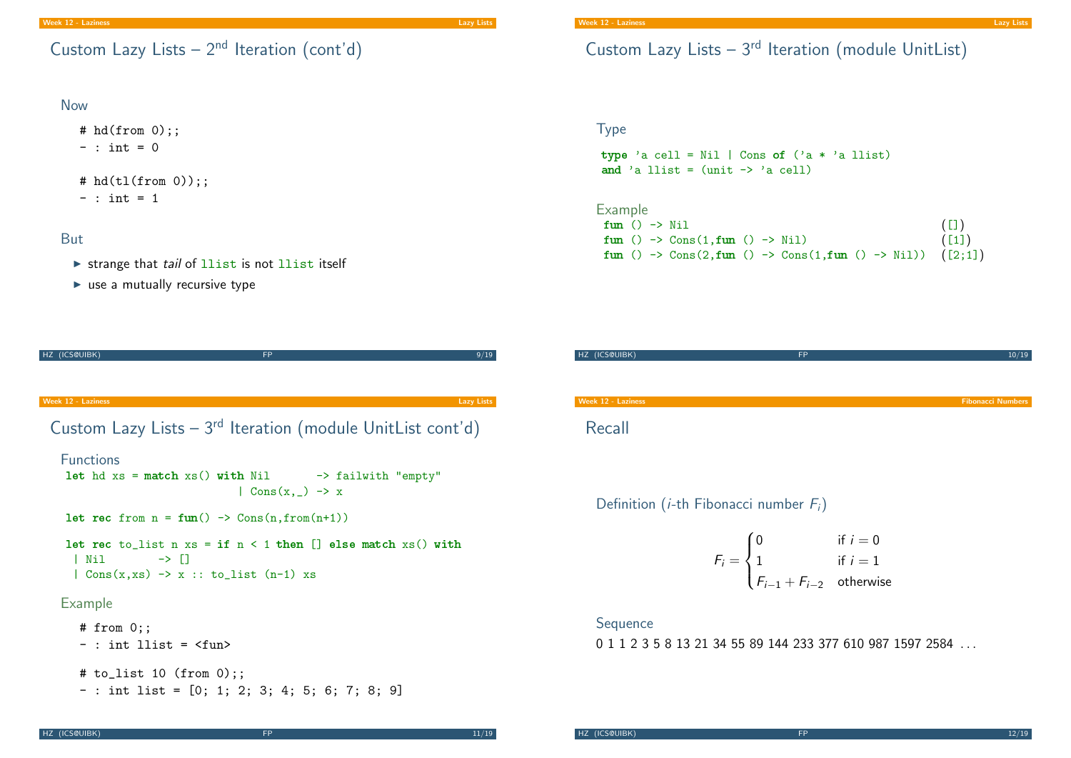## Custom Lazy Lists – 2nd Iteration (cont'd)

### Now

```
# hd(from 0);;
- : int = 0

# hd(tl(from 0));;
- : int = 1
```

### But

- strange that *tail* of `llist` is not `llist` itself
- use a mutually recursive type

## Custom Lazy Lists – 3rd Iteration (module UnitList)

### Type

```
type 'a cell = Nil | Cons of ('a * 'a llist)
and 'a llist = (unit -> 'a cell)
```

### Example

```
fun () -> Nil                                         ([])
fun () -> Cons(1,fun () -> Nil)                       ([1])
fun () -> Cons(2,fun () -> Cons(1,fun () -> Nil))    ([2;1])
```

## Custom Lazy Lists – 3rd Iteration (module UnitList cont'd)

### Functions

```
let hd xs = match xs() with Nil       -> failwith "empty"
                          | Cons(x,_) -> x

let rec from n = fun() -> Cons(n,from(n+1))

let rec to_list n xs = if n < 1 then [] else match xs() with
 | Nil        -> []
 | Cons(x,xs) -> x :: to_list (n-1) xs
```

### Example

```
# from 0;;
- : int llist = <fun>

# to_list 10 (from 0);;
- : int list = [0; 1; 2; 3; 4; 5; 6; 7; 8; 9]
```

## Recall

### Definition ($i$-th Fibonacci number $F_i$)

$$F_i = \begin{cases} 0 & \text{if } i = 0 \\ 1 & \text{if } i = 1 \\ F_{i-1} + F_{i-2} & \text{otherwise} \end{cases}$$

### Sequence

0 1 1 2 3 5 8 13 21 34 55 89 144 233 377 610 987 1597 2584 ...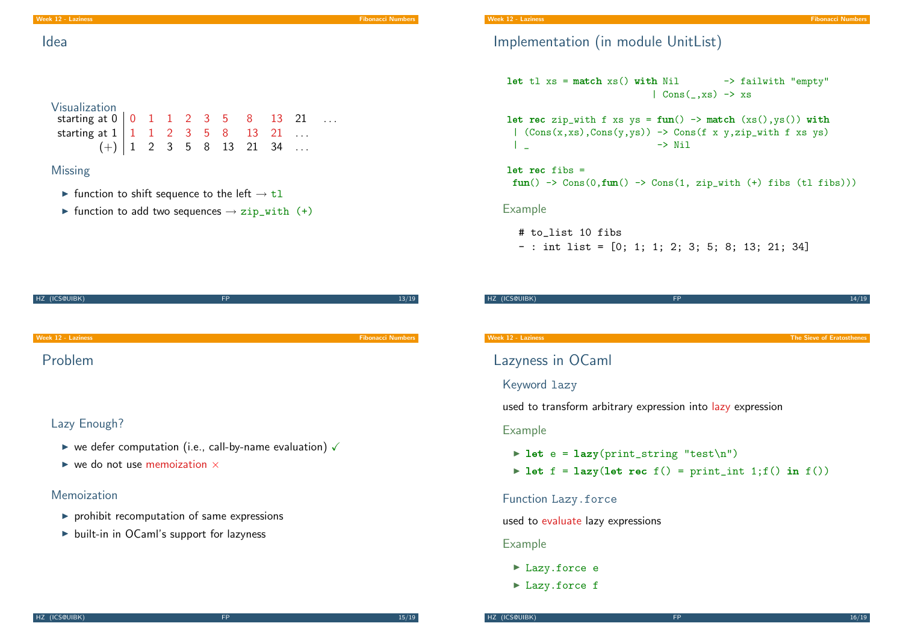## Idea

Visualization

| | | | | | | | | | | |
|---|---|---|---|---|---|---|---|---|---|---|
| starting at 0 | 0 | 1 | 1 | 2 | 3 | 5 | 8 | 13 | 21 | ... |
| starting at 1 | 1 | 1 | 2 | 3 | 5 | 8 | 13 | 21 | ... | |
| (+) | 1 | 2 | 3 | 5 | 8 | 13 | 21 | 34 | ... | |

Missing

- function to shift sequence to the left → `tl`
- function to add two sequences → `zip_with (+)`

## Implementation (in module UnitList)

```
let tl xs = match xs() with Nil        -> failwith "empty"
                          | Cons(_,xs) -> xs

let rec zip_with f xs ys = fun() -> match (xs(),ys()) with
 | (Cons(x,xs),Cons(y,ys)) -> Cons(f x y,zip_with f xs ys)
 | _                       -> Nil

let rec fibs =
 fun() -> Cons(0,fun() -> Cons(1, zip_with (+) fibs (tl fibs)))
```

Example

```
# to_list 10 fibs
- : int list = [0; 1; 1; 2; 3; 5; 8; 13; 21; 34]
```

## Problem

Lazy Enough?

- we defer computation (i.e., call-by-name evaluation) ✓
- we do not use memoization ×

Memoization

- prohibit recomputation of same expressions
- built-in in OCaml's support for lazyness

## Lazyness in OCaml

Keyword `lazy`

used to transform arbitrary expression into lazy expression

Example

- `let e = lazy(print_string "test\n")`
- `let f = lazy(let rec f() = print_int 1;f() in f())`

Function `Lazy.force`

used to evaluate lazy expressions

Example

- `Lazy.force e`
- `Lazy.force f`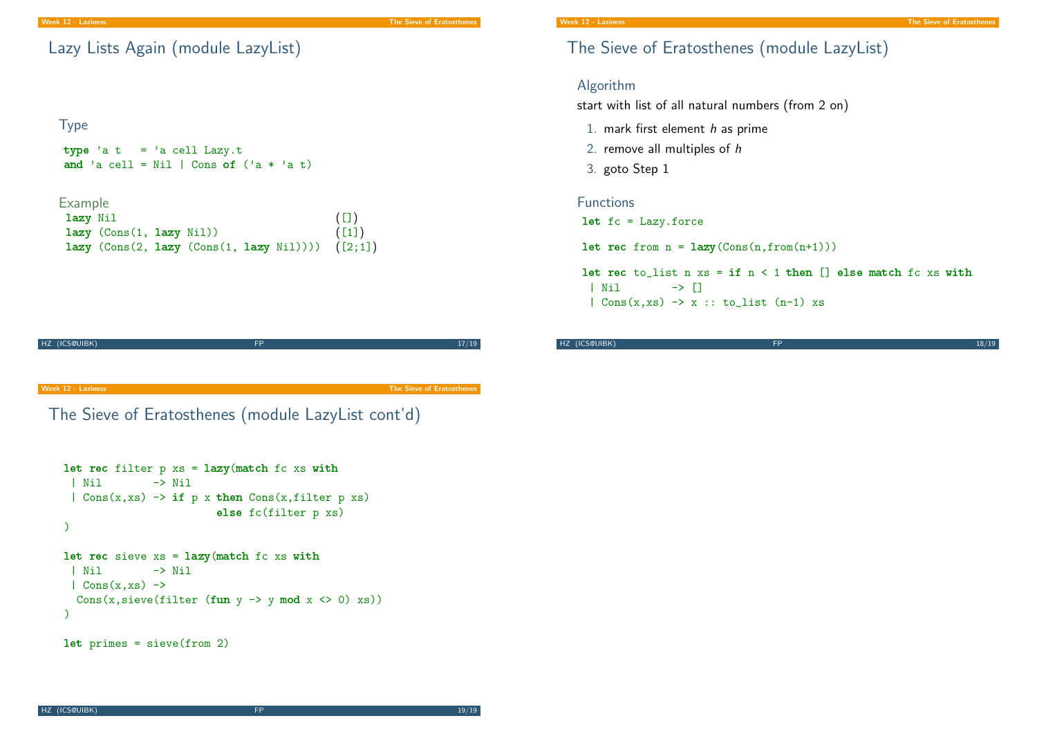## Lazy Lists Again (module LazyList)

### Type

```
type 'a t   = 'a cell Lazy.t
and 'a cell = Nil | Cons of ('a * 'a t)
```

### Example

```
lazy Nil                                       ([])
lazy (Cons(1, lazy Nil))                       ([1])
lazy (Cons(2, lazy (Cons(1, lazy Nil))))       ([2;1])
```

## The Sieve of Eratosthenes (module LazyList)

### Algorithm

start with list of all natural numbers (from 2 on)

1. mark first element *h* as prime
2. remove all multiples of *h*
3. goto Step 1

### Functions

```
let fc = Lazy.force

let rec from n = lazy(Cons(n,from(n+1)))

let rec to_list n xs = if n < 1 then [] else match fc xs with
 | Nil        -> []
 | Cons(x,xs) -> x :: to_list (n-1) xs
```

## The Sieve of Eratosthenes (module LazyList cont'd)

```
let rec filter p xs = lazy(match fc xs with
 | Nil        -> Nil
 | Cons(x,xs) -> if p x then Cons(x,filter p xs)
                        else fc(filter p xs)
)

let rec sieve xs = lazy(match fc xs with
 | Nil        -> Nil
 | Cons(x,xs) ->
  Cons(x,sieve(filter (fun y -> y mod x <> 0) xs))
)

let primes = sieve(from 2)
```